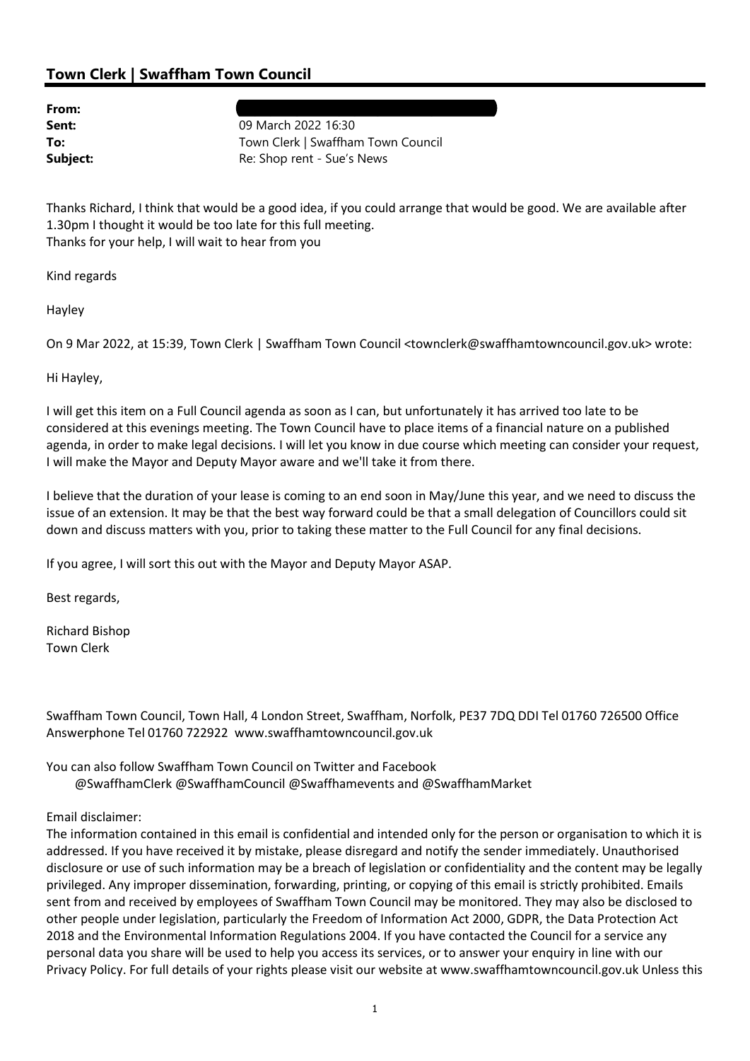## Town Clerk | Swaffham Town Council

**From:**
**Sent:** 09 March 2022 16:30
**To:** Town Clerk | Swaffham Town Council
**Subject:** Re: Shop rent - Sue's News

Thanks Richard, I think that would be a good idea, if you could arrange that would be good. We are available after 1.30pm I thought it would be too late for this full meeting.
Thanks for your help, I will wait to hear from you

Kind regards

Hayley

On 9 Mar 2022, at 15:39, Town Clerk | Swaffham Town Council <townclerk@swaffhamtowncouncil.gov.uk> wrote:

Hi Hayley,

I will get this item on a Full Council agenda as soon as I can, but unfortunately it has arrived too late to be considered at this evenings meeting. The Town Council have to place items of a financial nature on a published agenda, in order to make legal decisions. I will let you know in due course which meeting can consider your request, I will make the Mayor and Deputy Mayor aware and we'll take it from there.

I believe that the duration of your lease is coming to an end soon in May/June this year, and we need to discuss the issue of an extension. It may be that the best way forward could be that a small delegation of Councillors could sit down and discuss matters with you, prior to taking these matter to the Full Council for any final decisions.

If you agree, I will sort this out with the Mayor and Deputy Mayor ASAP.

Best regards,

Richard Bishop
Town Clerk

Swaffham Town Council, Town Hall, 4 London Street, Swaffham, Norfolk, PE37 7DQ DDI Tel 01760 726500 Office Answerphone Tel 01760 722922 www.swaffhamtowncouncil.gov.uk

You can also follow Swaffham Town Council on Twitter and Facebook
@SwaffhamClerk @SwaffhamCouncil @Swaffhamevents and @SwaffhamMarket

Email disclaimer:
The information contained in this email is confidential and intended only for the person or organisation to which it is addressed. If you have received it by mistake, please disregard and notify the sender immediately. Unauthorised disclosure or use of such information may be a breach of legislation or confidentiality and the content may be legally privileged. Any improper dissemination, forwarding, printing, or copying of this email is strictly prohibited. Emails sent from and received by employees of Swaffham Town Council may be monitored. They may also be disclosed to other people under legislation, particularly the Freedom of Information Act 2000, GDPR, the Data Protection Act 2018 and the Environmental Information Regulations 2004. If you have contacted the Council for a service any personal data you share will be used to help you access its services, or to answer your enquiry in line with our Privacy Policy. For full details of your rights please visit our website at www.swaffhamtowncouncil.gov.uk Unless this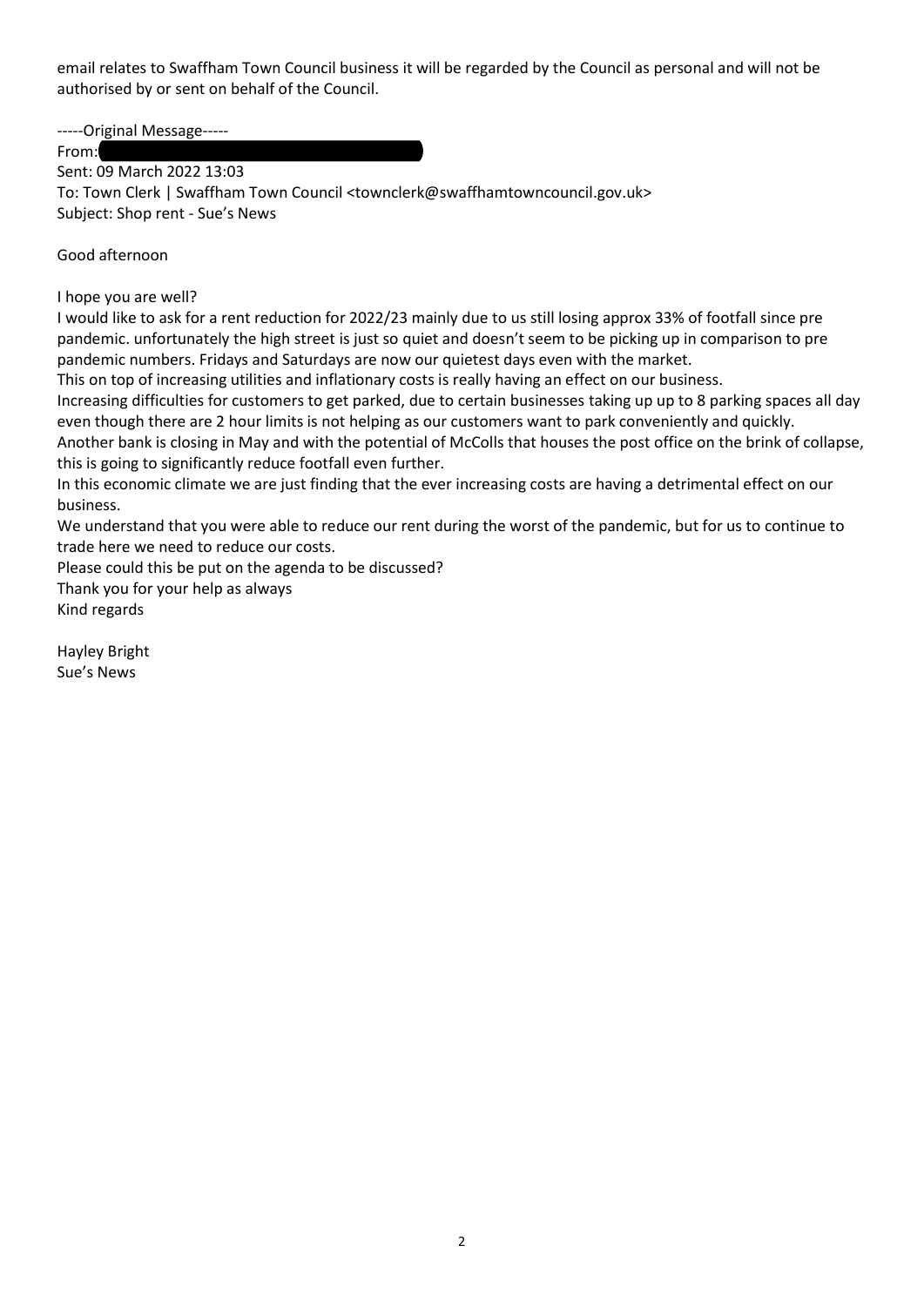email relates to Swaffham Town Council business it will be regarded by the Council as personal and will not be authorised by or sent on behalf of the Council.

-----Original Message-----
From:
Sent: 09 March 2022 13:03
To: Town Clerk | Swaffham Town Council <townclerk@swaffhamtowncouncil.gov.uk>
Subject: Shop rent - Sue's News

Good afternoon

I hope you are well?
I would like to ask for a rent reduction for 2022/23 mainly due to us still losing approx 33% of footfall since pre pandemic. unfortunately the high street is just so quiet and doesn't seem to be picking up in comparison to pre pandemic numbers. Fridays and Saturdays are now our quietest days even with the market.
This on top of increasing utilities and inflationary costs is really having an effect on our business.
Increasing difficulties for customers to get parked, due to certain businesses taking up up to 8 parking spaces all day even though there are 2 hour limits is not helping as our customers want to park conveniently and quickly.
Another bank is closing in May and with the potential of McColls that houses the post office on the brink of collapse, this is going to significantly reduce footfall even further.
In this economic climate we are just finding that the ever increasing costs are having a detrimental effect on our business.
We understand that you were able to reduce our rent during the worst of the pandemic, but for us to continue to trade here we need to reduce our costs.
Please could this be put on the agenda to be discussed?
Thank you for your help as always
Kind regards

Hayley Bright
Sue's News